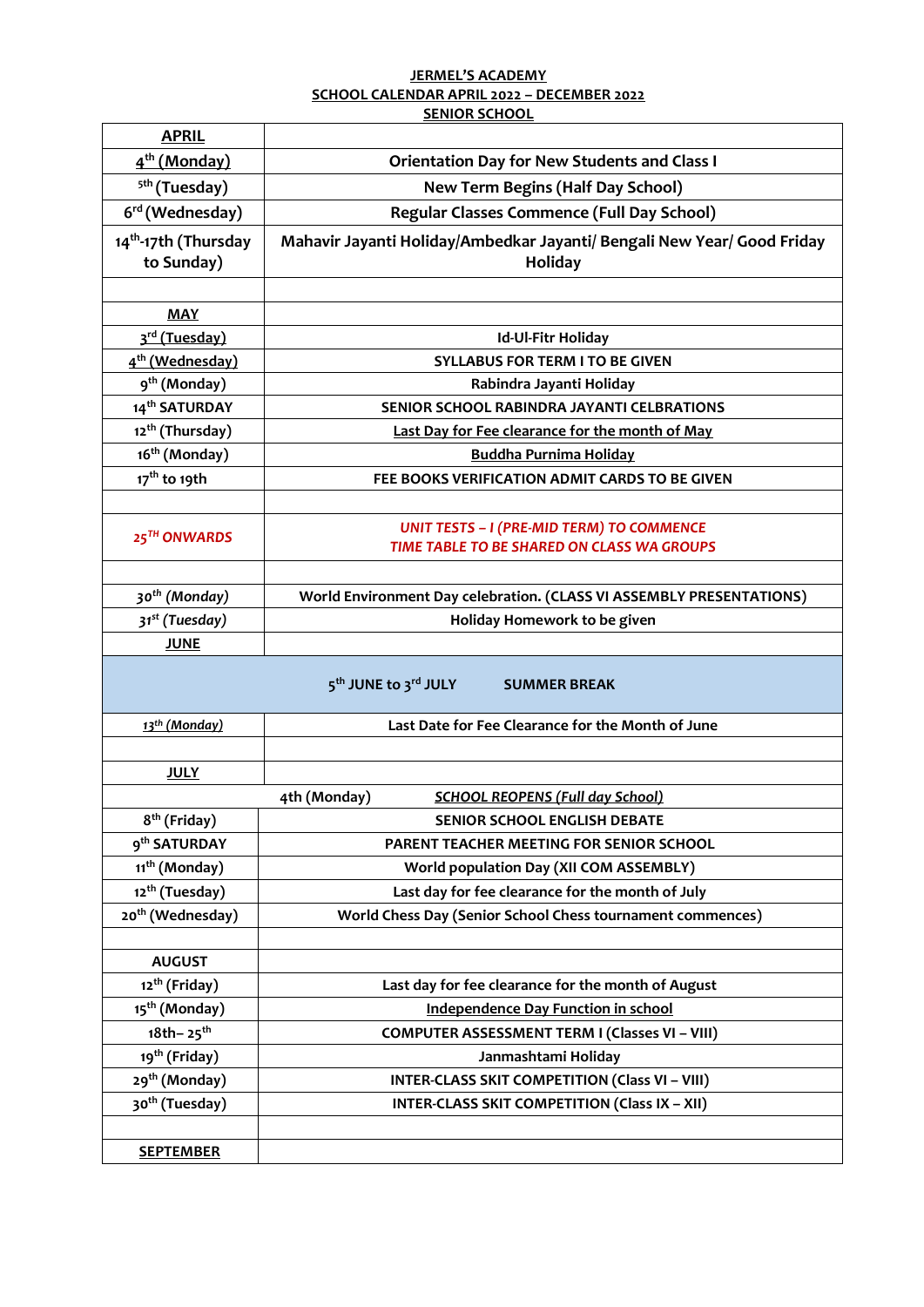**JERMEL'S ACADEMY**
**SCHOOL CALENDAR APRIL 2022 – DECEMBER 2022**
**SENIOR SCHOOL**

| **APRIL** | |
|---|---|
| **4th (Monday)** | **Orientation Day for New Students and Class I** |
| **5th (Tuesday)** | **New Term Begins (Half Day School)** |
| **6rd (Wednesday)** | **Regular Classes Commence (Full Day School)** |
| **14th-17th (Thursday to Sunday)** | **Mahavir Jayanti Holiday/Ambedkar Jayanti/ Bengali New Year/ Good Friday Holiday** |
| | |
| **MAY** | |
| **3rd (Tuesday)** | **Id-Ul-Fitr Holiday** |
| **4th (Wednesday)** | **SYLLABUS FOR TERM I TO BE GIVEN** |
| **9th (Monday)** | **Rabindra Jayanti Holiday** |
| **14th SATURDAY** | **SENIOR SCHOOL RABINDRA JAYANTI CELBRATIONS** |
| **12th (Thursday)** | **Last Day for Fee clearance for the month of May** |
| **16th (Monday)** | **Buddha Purnima Holiday** |
| **17th to 19th** | **FEE BOOKS VERIFICATION ADMIT CARDS TO BE GIVEN** |
| | |
| ***25TH ONWARDS*** | ***UNIT TESTS – I (PRE-MID TERM) TO COMMENCE TIME TABLE TO BE SHARED ON CLASS WA GROUPS*** |
| | |
| ***30th (Monday)*** | **World Environment Day celebration. (CLASS VI ASSEMBLY PRESENTATIONS)** |
| ***31st (Tuesday)*** | **Holiday Homework to be given** |
| **JUNE** | |
| **5th JUNE to 3rd JULY** | **SUMMER BREAK** |
| ***13th (Monday)*** | **Last Date for Fee Clearance for the Month of June** |
| | |
| **JULY** | |
| **4th (Monday)** | ***SCHOOL REOPENS (Full day School)*** |
| **8th (Friday)** | **SENIOR SCHOOL ENGLISH DEBATE** |
| **9th SATURDAY** | **PARENT TEACHER MEETING FOR SENIOR SCHOOL** |
| **11th (Monday)** | **World population Day (XII COM ASSEMBLY)** |
| **12th (Tuesday)** | **Last day for fee clearance for the month of July** |
| **20th (Wednesday)** | **World Chess Day (Senior School Chess tournament commences)** |
| | |
| **AUGUST** | |
| **12th (Friday)** | **Last day for fee clearance for the month of August** |
| **15th (Monday)** | **Independence Day Function in school** |
| **18th– 25th** | **COMPUTER ASSESSMENT TERM I (Classes VI – VIII)** |
| **19th (Friday)** | **Janmashtami Holiday** |
| **29th (Monday)** | **INTER-CLASS SKIT COMPETITION (Class VI – VIII)** |
| **30th (Tuesday)** | **INTER-CLASS SKIT COMPETITION (Class IX – XII)** |
| | |
| **SEPTEMBER** | |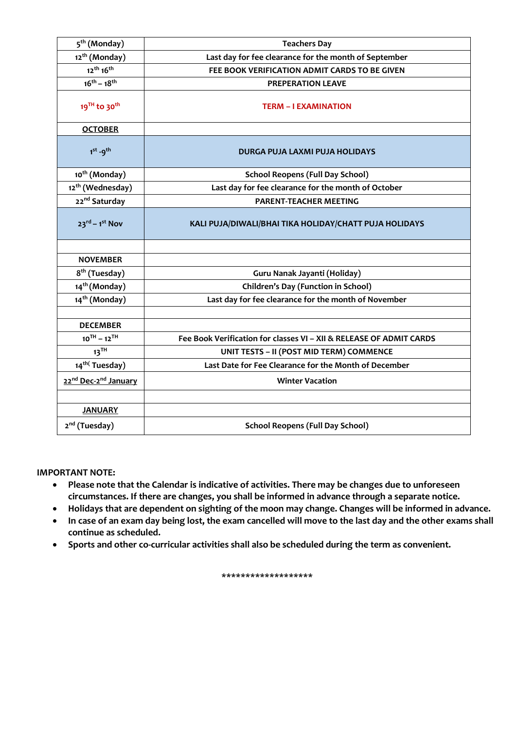| | |
|---|---|
| 5th (Monday) | Teachers Day |
| 12th (Monday) | Last day for fee clearance for the month of September |
| 12th 16th | FEE BOOK VERIFICATION ADMIT CARDS TO BE GIVEN |
| 16th – 18th | PREPERATION LEAVE |
| 19TH to 30th | TERM – I EXAMINATION |
| OCTOBER | |
| 1st -9th | DURGA PUJA LAXMI PUJA HOLIDAYS |
| 10th (Monday) | School Reopens (Full Day School) |
| 12th (Wednesday) | Last day for fee clearance for the month of October |
| 22nd Saturday | PARENT-TEACHER MEETING |
| 23rd – 1st Nov | KALI PUJA/DIWALI/BHAI TIKA HOLIDAY/CHATT PUJA HOLIDAYS |
| | |
| NOVEMBER | |
| 8th (Tuesday) | Guru Nanak Jayanti (Holiday) |
| 14th (Monday) | Children's Day (Function in School) |
| 14th (Monday) | Last day for fee clearance for the month of November |
| | |
| DECEMBER | |
| 10TH – 12TH | Fee Book Verification for classes VI – XII & RELEASE OF ADMIT CARDS |
| 13TH | UNIT TESTS – II (POST MID TERM) COMMENCE |
| 14th( Tuesday) | Last Date for Fee Clearance for the Month of December |
| 22nd Dec-2nd January | Winter Vacation |
| | |
| JANUARY | |
| 2nd (Tuesday) | School Reopens (Full Day School) |

**IMPORTANT NOTE:**

- **Please note that the Calendar is indicative of activities. There may be changes due to unforeseen circumstances. If there are changes, you shall be informed in advance through a separate notice.**
- **Holidays that are dependent on sighting of the moon may change. Changes will be informed in advance.**
- **In case of an exam day being lost, the exam cancelled will move to the last day and the other exams shall continue as scheduled.**
- **Sports and other co-curricular activities shall also be scheduled during the term as convenient.**

*******************